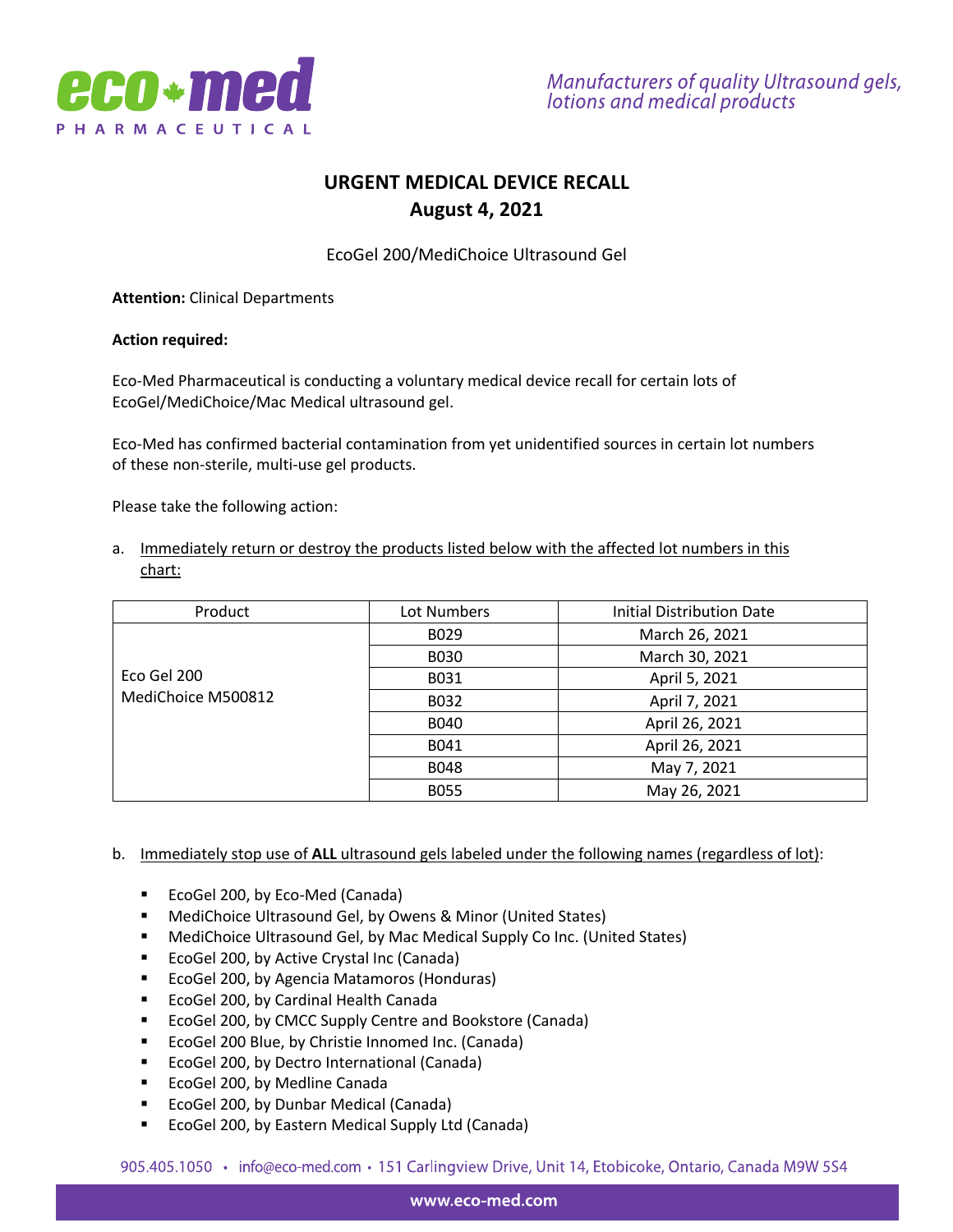# URGENT MEDICAL DEVICE RECALL
## August 4, 2021

EcoGel 200/MediChoice Ultrasound Gel

**Attention:** Clinical Departments

**Action required:**

Eco-Med Pharmaceutical is conducting a voluntary medical device recall for certain lots of EcoGel/MediChoice/Mac Medical ultrasound gel.

Eco-Med has confirmed bacterial contamination from yet unidentified sources in certain lot numbers of these non-sterile, multi-use gel products.

Please take the following action:

a. Immediately return or destroy the products listed below with the affected lot numbers in this chart:

| Product | Lot Numbers | Initial Distribution Date |
|---|---|---|
| Eco Gel 200<br>MediChoice M500812 | B029 | March 26, 2021 |
| | B030 | March 30, 2021 |
| | B031 | April 5, 2021 |
| | B032 | April 7, 2021 |
| | B040 | April 26, 2021 |
| | B041 | April 26, 2021 |
| | B048 | May 7, 2021 |
| | B055 | May 26, 2021 |

b. Immediately stop use of **ALL** ultrasound gels labeled under the following names (regardless of lot):

- EcoGel 200, by Eco-Med (Canada)
- MediChoice Ultrasound Gel, by Owens & Minor (United States)
- MediChoice Ultrasound Gel, by Mac Medical Supply Co Inc. (United States)
- EcoGel 200, by Active Crystal Inc (Canada)
- EcoGel 200, by Agencia Matamoros (Honduras)
- EcoGel 200, by Cardinal Health Canada
- EcoGel 200, by CMCC Supply Centre and Bookstore (Canada)
- EcoGel 200 Blue, by Christie Innomed Inc. (Canada)
- EcoGel 200, by Dectro International (Canada)
- EcoGel 200, by Medline Canada
- EcoGel 200, by Dunbar Medical (Canada)
- EcoGel 200, by Eastern Medical Supply Ltd (Canada)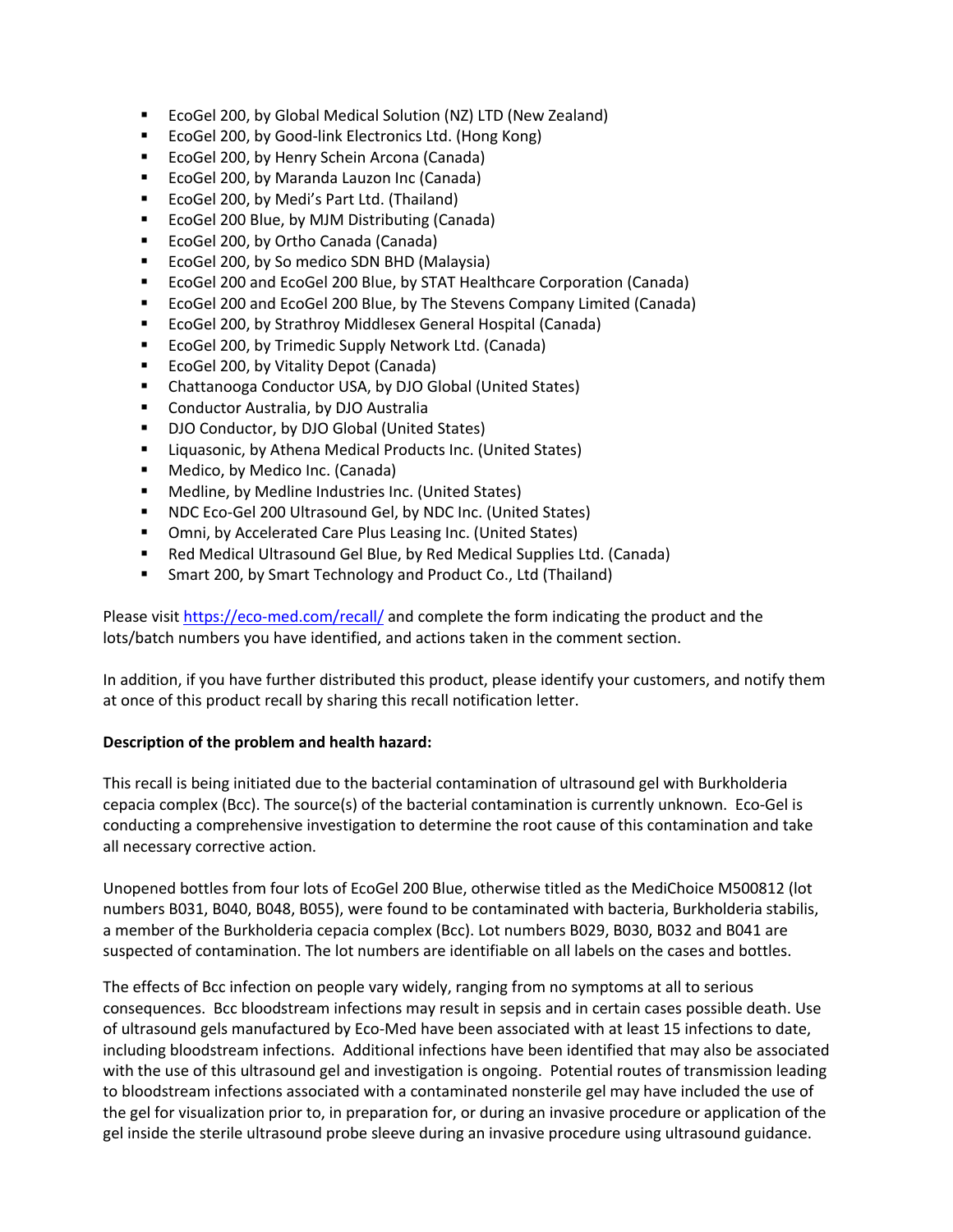- EcoGel 200, by Global Medical Solution (NZ) LTD (New Zealand)
- EcoGel 200, by Good-link Electronics Ltd. (Hong Kong)
- EcoGel 200, by Henry Schein Arcona (Canada)
- EcoGel 200, by Maranda Lauzon Inc (Canada)
- EcoGel 200, by Medi's Part Ltd. (Thailand)
- EcoGel 200 Blue, by MJM Distributing (Canada)
- EcoGel 200, by Ortho Canada (Canada)
- EcoGel 200, by So medico SDN BHD (Malaysia)
- EcoGel 200 and EcoGel 200 Blue, by STAT Healthcare Corporation (Canada)
- EcoGel 200 and EcoGel 200 Blue, by The Stevens Company Limited (Canada)
- EcoGel 200, by Strathroy Middlesex General Hospital (Canada)
- EcoGel 200, by Trimedic Supply Network Ltd. (Canada)
- EcoGel 200, by Vitality Depot (Canada)
- Chattanooga Conductor USA, by DJO Global (United States)
- Conductor Australia, by DJO Australia
- DJO Conductor, by DJO Global (United States)
- Liquasonic, by Athena Medical Products Inc. (United States)
- Medico, by Medico Inc. (Canada)
- Medline, by Medline Industries Inc. (United States)
- NDC Eco-Gel 200 Ultrasound Gel, by NDC Inc. (United States)
- Omni, by Accelerated Care Plus Leasing Inc. (United States)
- Red Medical Ultrasound Gel Blue, by Red Medical Supplies Ltd. (Canada)
- Smart 200, by Smart Technology and Product Co., Ltd (Thailand)

Please visit https://eco-med.com/recall/ and complete the form indicating the product and the lots/batch numbers you have identified, and actions taken in the comment section.

In addition, if you have further distributed this product, please identify your customers, and notify them at once of this product recall by sharing this recall notification letter.

**Description of the problem and health hazard:**

This recall is being initiated due to the bacterial contamination of ultrasound gel with Burkholderia cepacia complex (Bcc). The source(s) of the bacterial contamination is currently unknown. Eco-Gel is conducting a comprehensive investigation to determine the root cause of this contamination and take all necessary corrective action.

Unopened bottles from four lots of EcoGel 200 Blue, otherwise titled as the MediChoice M500812 (lot numbers B031, B040, B048, B055), were found to be contaminated with bacteria, Burkholderia stabilis, a member of the Burkholderia cepacia complex (Bcc). Lot numbers B029, B030, B032 and B041 are suspected of contamination. The lot numbers are identifiable on all labels on the cases and bottles.

The effects of Bcc infection on people vary widely, ranging from no symptoms at all to serious consequences. Bcc bloodstream infections may result in sepsis and in certain cases possible death. Use of ultrasound gels manufactured by Eco-Med have been associated with at least 15 infections to date, including bloodstream infections. Additional infections have been identified that may also be associated with the use of this ultrasound gel and investigation is ongoing. Potential routes of transmission leading to bloodstream infections associated with a contaminated nonsterile gel may have included the use of the gel for visualization prior to, in preparation for, or during an invasive procedure or application of the gel inside the sterile ultrasound probe sleeve during an invasive procedure using ultrasound guidance.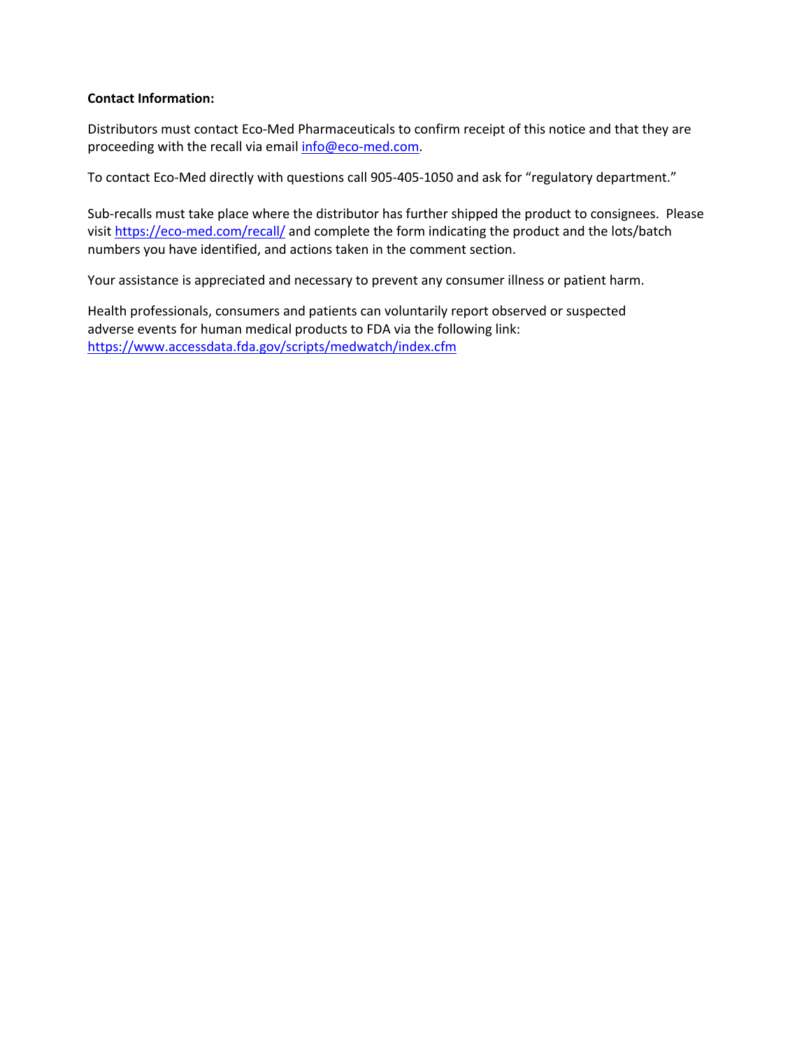**Contact Information:**

Distributors must contact Eco-Med Pharmaceuticals to confirm receipt of this notice and that they are proceeding with the recall via email info@eco-med.com.

To contact Eco-Med directly with questions call 905-405-1050 and ask for "regulatory department."

Sub-recalls must take place where the distributor has further shipped the product to consignees. Please visit https://eco-med.com/recall/ and complete the form indicating the product and the lots/batch numbers you have identified, and actions taken in the comment section.

Your assistance is appreciated and necessary to prevent any consumer illness or patient harm.

Health professionals, consumers and patients can voluntarily report observed or suspected adverse events for human medical products to FDA via the following link: https://www.accessdata.fda.gov/scripts/medwatch/index.cfm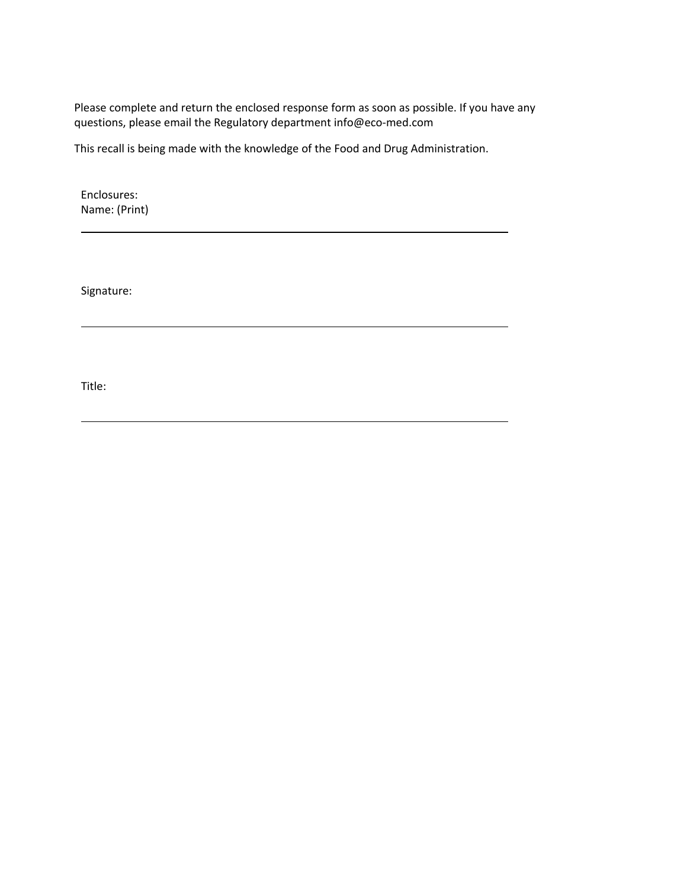Please complete and return the enclosed response form as soon as possible. If you have any questions, please email the Regulatory department info@eco-med.com

This recall is being made with the knowledge of the Food and Drug Administration.

Enclosures:
Name: (Print)

_______________________________________________

Signature:

_______________________________________________

Title:

_______________________________________________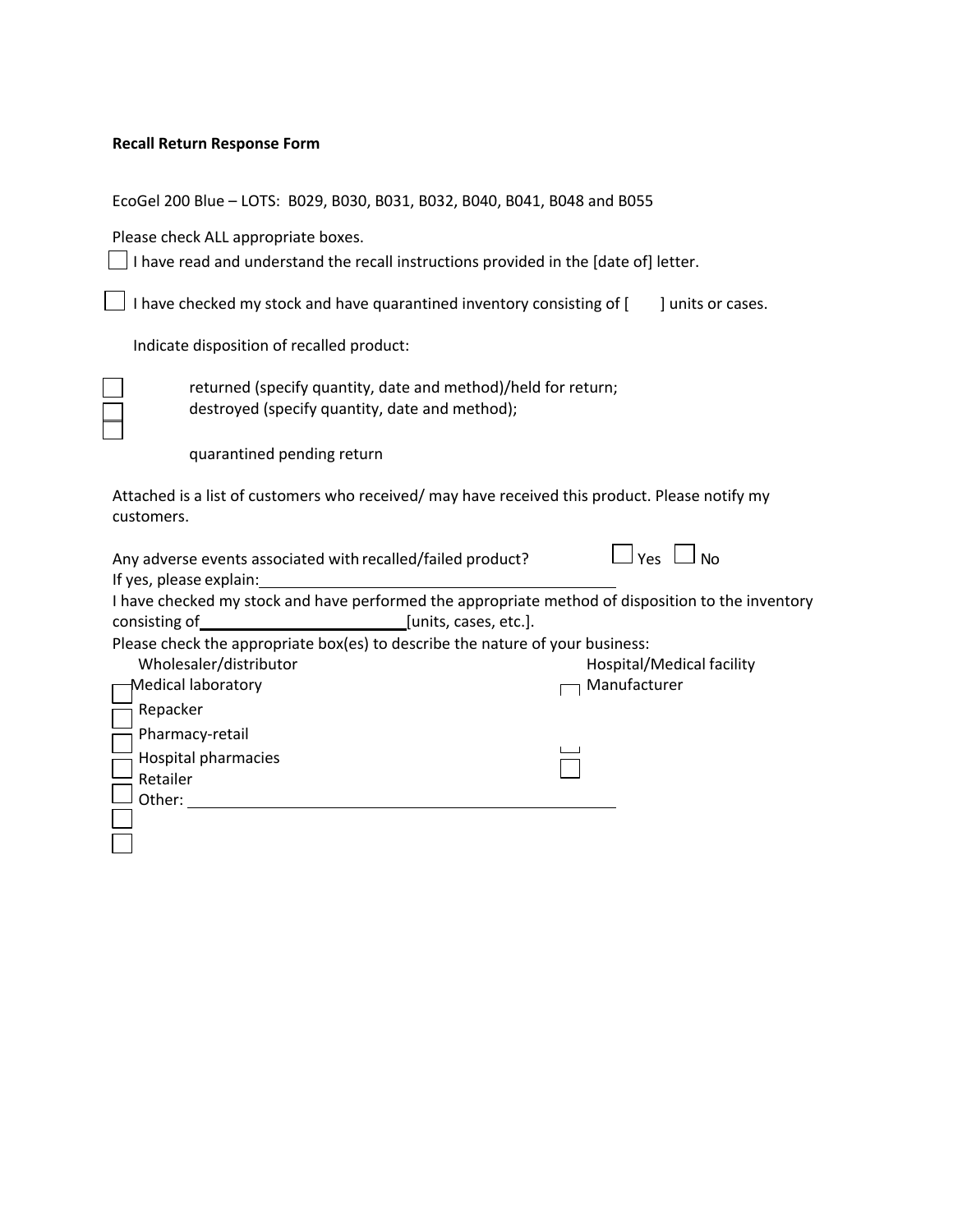**Recall Return Response Form**

EcoGel 200 Blue – LOTS: B029, B030, B031, B032, B040, B041, B048 and B055

Please check ALL appropriate boxes.

- ☐ I have read and understand the recall instructions provided in the [date of] letter.
- ☐ I have checked my stock and have quarantined inventory consisting of [ ] units or cases.

Indicate disposition of recalled product:

- ☐ returned (specify quantity, date and method)/held for return;
- ☐ destroyed (specify quantity, date and method);
- ☐ quarantined pending return

Attached is a list of customers who received/ may have received this product. Please notify my customers.

Any adverse events associated with recalled/failed product? ☐ Yes ☐ No

If yes, please explain: ______________________________________________

I have checked my stock and have performed the appropriate method of disposition to the inventory consisting of ____________________ [units, cases, etc.].

Please check the appropriate box(es) to describe the nature of your business:

- ☐ Wholesaler/distributor
- ☐ Medical laboratory
- ☐ Repacker
- ☐ Pharmacy-retail
- ☐ Hospital pharmacies
- ☐ Retailer
- ☐ Other: ______________________________________________
- ☐ Hospital/Medical facility
- ☐ Manufacturer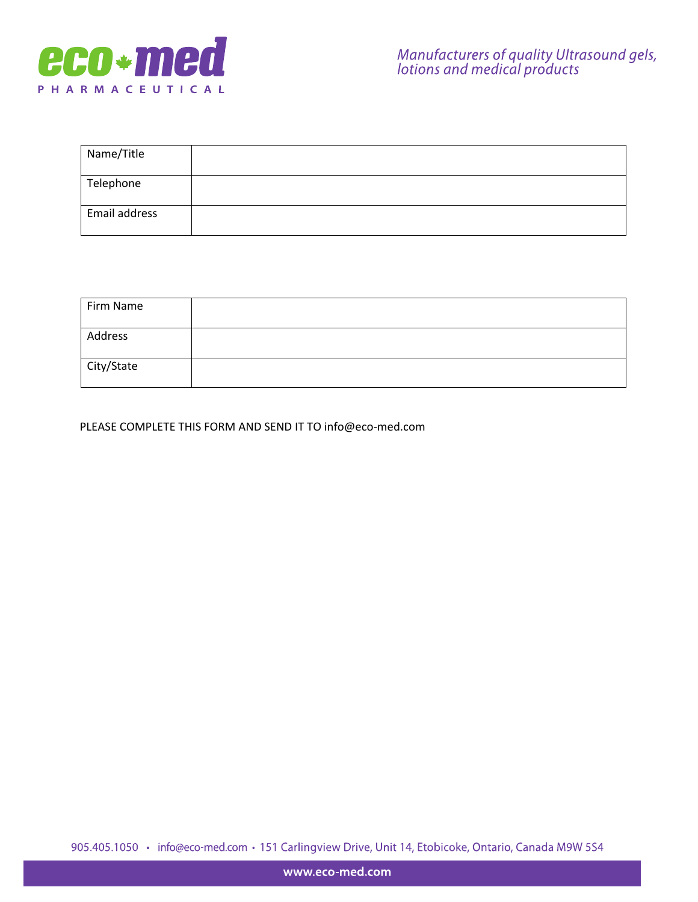Manufacturers of quality Ultrasound gels, lotions and medical products

| | |
|---|---|
| Name/Title | |
| Telephone | |
| Email address | |

| | |
|---|---|
| Firm Name | |
| Address | |
| City/State | |

PLEASE COMPLETE THIS FORM AND SEND IT TO info@eco-med.com

905.405.1050 • info@eco-med.com • 151 Carlingview Drive, Unit 14, Etobicoke, Ontario, Canada M9W 5S4

www.eco-med.com